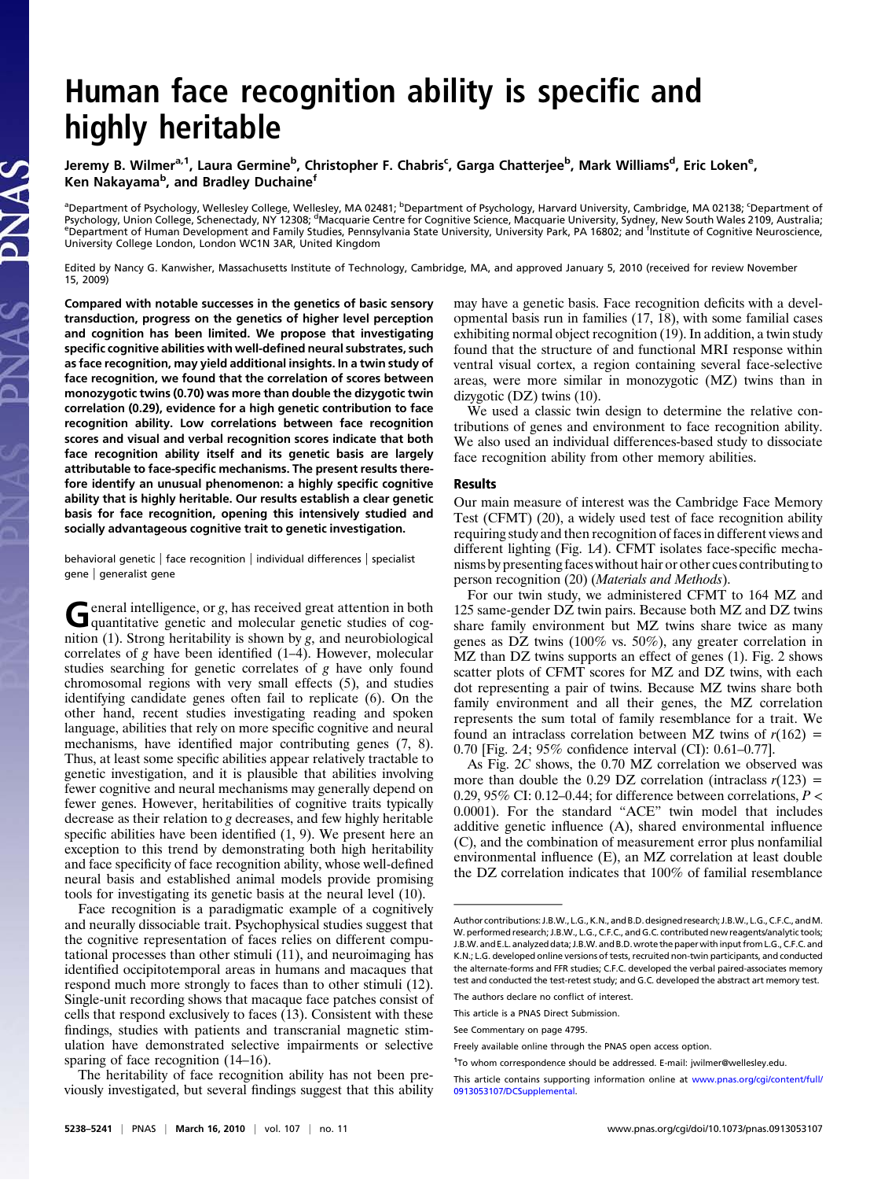# Human face recognition ability is specific and highly heritable

**Jeremy B. Wilmer[a,1], Laura Germine[b], Christopher F. Chabris[c], Garga Chatterjee[b], Mark Williams[d], Eric Loken[e], Ken Nakayama[b], and Bradley Duchaine[f]**

[a]Department of Psychology, Wellesley College, Wellesley, MA 02481; [b]Department of Psychology, Harvard University, Cambridge, MA 02138; [c]Department of Psychology, Union College, Schenectady, NY 12308; [d]Macquarie Centre for Cognitive Science, Macquarie University, Sydney, New South Wales 2109, Australia; [e]Department of Human Development and Family Studies, Pennsylvania State University, University Park, PA 16802; and [f]Institute of Cognitive Neuroscience, University College London, London WC1N 3AR, United Kingdom

Edited by Nancy G. Kanwisher, Massachusetts Institute of Technology, Cambridge, MA, and approved January 5, 2010 (received for review November 15, 2009)

**Compared with notable successes in the genetics of basic sensory transduction, progress on the genetics of higher level perception and cognition has been limited. We propose that investigating specific cognitive abilities with well-defined neural substrates, such as face recognition, may yield additional insights. In a twin study of face recognition, we found that the correlation of scores between monozygotic twins (0.70) was more than double the dizygotic twin correlation (0.29), evidence for a high genetic contribution to face recognition ability. Low correlations between face recognition scores and visual and verbal recognition scores indicate that both face recognition ability itself and its genetic basis are largely attributable to face-specific mechanisms. The present results therefore identify an unusual phenomenon: a highly specific cognitive ability that is highly heritable. Our results establish a clear genetic basis for face recognition, opening this intensively studied and socially advantageous cognitive trait to genetic investigation.**

behavioral genetic | face recognition | individual differences | specialist gene | generalist gene

General intelligence, or *g*, has received great attention in both quantitative genetic and molecular genetic studies of cognition (1). Strong heritability is shown by *g*, and neurobiological correlates of *g* have been identified (1–4). However, molecular studies searching for genetic correlates of *g* have only found chromosomal regions with very small effects (5), and studies identifying candidate genes often fail to replicate (6). On the other hand, recent studies investigating reading and spoken language, abilities that rely on more specific cognitive and neural mechanisms, have identified major contributing genes (7, 8). Thus, at least some specific abilities appear relatively tractable to genetic investigation, and it is plausible that abilities involving fewer cognitive and neural mechanisms may generally depend on fewer genes. However, heritabilities of cognitive traits typically decrease as their relation to *g* decreases, and few highly heritable specific abilities have been identified (1, 9). We present here an exception to this trend by demonstrating both high heritability and face specificity of face recognition ability, whose well-defined neural basis and established animal models provide promising tools for investigating its genetic basis at the neural level (10).

Face recognition is a paradigmatic example of a cognitively and neurally dissociable trait. Psychophysical studies suggest that the cognitive representation of faces relies on different computational processes than other stimuli (11), and neuroimaging has identified occipitotemporal areas in humans and macaques that respond much more strongly to faces than to other stimuli (12). Single-unit recording shows that macaque face patches consist of cells that respond exclusively to faces (13). Consistent with these findings, studies with patients and transcranial magnetic stimulation have demonstrated selective impairments or selective sparing of face recognition (14–16).

The heritability of face recognition ability has not been previously investigated, but several findings suggest that this ability may have a genetic basis. Face recognition deficits with a developmental basis run in families (17, 18), with some familial cases exhibiting normal object recognition (19). In addition, a twin study found that the structure of and functional MRI response within ventral visual cortex, a region containing several face-selective areas, were more similar in monozygotic (MZ) twins than in dizygotic (DZ) twins (10).

We used a classic twin design to determine the relative contributions of genes and environment to face recognition ability. We also used an individual differences-based study to dissociate face recognition ability from other memory abilities.

## Results

Our main measure of interest was the Cambridge Face Memory Test (CFMT) (20), a widely used test of face recognition ability requiring study and then recognition of faces in different views and different lighting (Fig. 1*A*). CFMT isolates face-specific mechanisms by presenting faces without hair or other cues contributing to person recognition (20) (*Materials and Methods*).

For our twin study, we administered CFMT to 164 MZ and 125 same-gender DZ twin pairs. Because both MZ and DZ twins share family environment but MZ twins share twice as many genes as DZ twins (100% vs. 50%), any greater correlation in MZ than DZ twins supports an effect of genes (1). Fig. 2 shows scatter plots of CFMT scores for MZ and DZ twins, with each dot representing a pair of twins. Because MZ twins share both family environment and all their genes, the MZ correlation represents the sum total of family resemblance for a trait. We found an intraclass correlation between MZ twins of $r(162) = 0.70$ [Fig. 2*A*; 95% confidence interval (CI): 0.61–0.77].

As Fig. 2*C* shows, the 0.70 MZ correlation we observed was more than double the 0.29 DZ correlation (intraclass $r(123) = 0.29$, 95% CI: 0.12–0.44; for difference between correlations, $P < 0.0001$). For the standard "ACE" twin model that includes additive genetic influence (A), shared environmental influence (C), and the combination of measurement error plus nonfamilial environmental influence (E), an MZ correlation at least double the DZ correlation indicates that 100% of familial resemblance

---

Author contributions: J.B.W., L.G., K.N., and B.D. designed research; J.B.W., L.G., C.F.C., and M. W. performed research; J.B.W., L.G., C.F.C., and G.C. contributed new reagents/analytic tools; J.B.W. and E.L. analyzed data; J.B.W. and B.D. wrote the paper with input from L.G., C.F.C. and K.N.; L.G. developed online versions of tests, recruited non-twin participants, and conducted the alternate-forms and FFR studies; C.F.C. developed the verbal paired-associates memory test and conducted the test-retest study; and G.C. developed the abstract art memory test.

The authors declare no conflict of interest.

This article is a PNAS Direct Submission.

See Commentary on page 4795.

Freely available online through the PNAS open access option.

[1]To whom correspondence should be addressed. E-mail: jwilmer@wellesley.edu.

This article contains supporting information online at www.pnas.org/cgi/content/full/0913053107/DCSupplemental.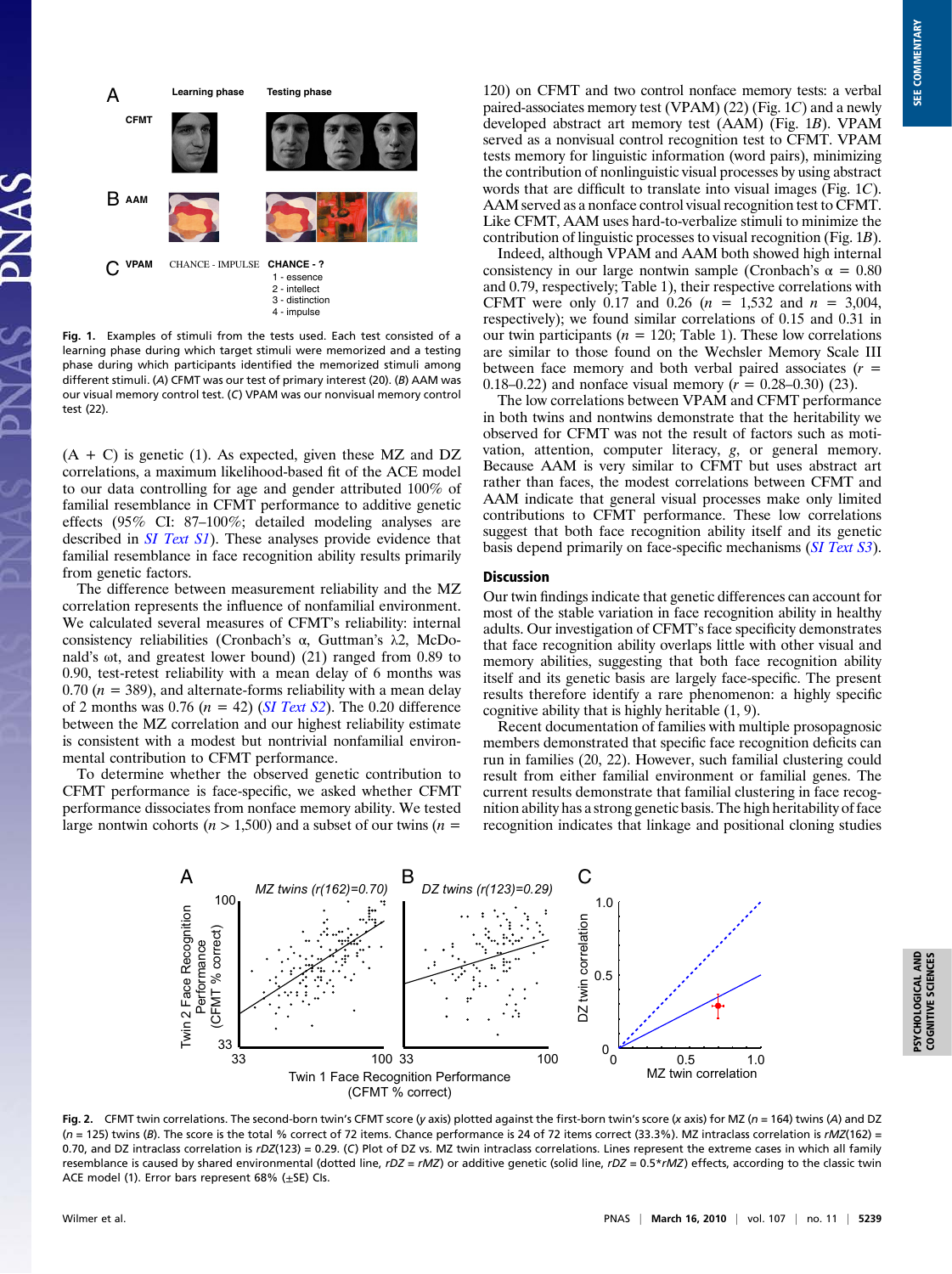Fig. 1. Examples of stimuli from the tests used. Each test consisted of a learning phase during which target stimuli were memorized and a testing phase during which participants identified the memorized stimuli among different stimuli. (A) CFMT was our test of primary interest (20). (B) AAM was our visual memory control test. (C) VPAM was our nonvisual memory control test (22).

(A + C) is genetic (1). As expected, given these MZ and DZ correlations, a maximum likelihood-based fit of the ACE model to our data controlling for age and gender attributed 100% of familial resemblance in CFMT performance to additive genetic effects (95% CI: 87–100%; detailed modeling analyses are described in *SI Text S1*). These analyses provide evidence that familial resemblance in face recognition ability results primarily from genetic factors.

The difference between measurement reliability and the MZ correlation represents the influence of nonfamilial environment. We calculated several measures of CFMT's reliability: internal consistency reliabilities (Cronbach's α, Guttman's λ2, McDonald's ωt, and greatest lower bound) (21) ranged from 0.89 to 0.90, test-retest reliability with a mean delay of 6 months was 0.70 ($n = 389$), and alternate-forms reliability with a mean delay of 2 months was 0.76 ($n = 42$) (*SI Text S2*). The 0.20 difference between the MZ correlation and our highest reliability estimate is consistent with a modest but nontrivial nonfamilial environmental contribution to CFMT performance.

To determine whether the observed genetic contribution to CFMT performance is face-specific, we asked whether CFMT performance dissociates from nonface memory ability. We tested large nontwin cohorts ($n > 1{,}500$) and a subset of our twins ($n = 120$) on CFMT and two control nonface memory tests: a verbal paired-associates memory test (VPAM) (22) (Fig. 1*C*) and a newly developed abstract art memory test (AAM) (Fig. 1*B*). VPAM served as a nonvisual control recognition test to CFMT. VPAM tests memory for linguistic information (word pairs), minimizing the contribution of nonlinguistic visual processes by using abstract words that are difficult to translate into visual images (Fig. 1*C*). AAM served as a nonface control visual recognition test to CFMT. Like CFMT, AAM uses hard-to-verbalize stimuli to minimize the contribution of linguistic processes to visual recognition (Fig. 1*B*).

Indeed, although VPAM and AAM both showed high internal consistency in our large nontwin sample (Cronbach's $\alpha = 0.80$ and 0.79, respectively; Table 1), their respective correlations with CFMT were only 0.17 and 0.26 ($n = 1{,}532$ and $n = 3{,}004$, respectively); we found similar correlations of 0.15 and 0.31 in our twin participants ($n = 120$; Table 1). These low correlations are similar to those found on the Wechsler Memory Scale III between face memory and both verbal paired associates ($r = 0.18$–$0.22$) and nonface visual memory ($r = 0.28$–$0.30$) (23).

The low correlations between VPAM and CFMT performance in both twins and nontwins demonstrate that the heritability we observed for CFMT was not the result of factors such as motivation, attention, computer literacy, *g*, or general memory. Because AAM is very similar to CFMT but uses abstract art rather than faces, the modest correlations between CFMT and AAM indicate that general visual processes make only limited contributions to CFMT performance. These low correlations suggest that both face recognition ability itself and its genetic basis depend primarily on face-specific mechanisms (*SI Text S3*).

## Discussion

Our twin findings indicate that genetic differences can account for most of the stable variation in face recognition ability in healthy adults. Our investigation of CFMT's face specificity demonstrates that face recognition ability overlaps little with other visual and memory abilities, suggesting that both face recognition ability itself and its genetic basis are largely face-specific. The present results therefore identify a rare phenomenon: a highly specific cognitive ability that is highly heritable (1, 9).

Recent documentation of families with multiple prosopagnosic members demonstrated that specific face recognition deficits can run in families (20, 22). However, such familial clustering could result from either familial environment or familial genes. The current results demonstrate that familial clustering in face recognition ability has a strong genetic basis. The high heritability of face recognition indicates that linkage and positional cloning studies

Fig. 2. CFMT twin correlations. The second-born twin's CFMT score (*y* axis) plotted against the first-born twin's score (*x* axis) for MZ ($n = 164$) twins (*A*) and DZ ($n = 125$) twins (*B*). The score is the total % correct of 72 items. Chance performance is 24 of 72 items correct (33.3%). MZ intraclass correlation is $rMZ(162) = 0.70$, and DZ intraclass correlation is $rDZ(123) = 0.29$. (*C*) Plot of DZ vs. MZ twin intraclass correlations. Lines represent the extreme cases in which all family resemblance is caused by shared environmental (dotted line, $rDZ = rMZ$) or additive genetic (solid line, $rDZ = 0.5{*}rMZ$) effects, according to the classic twin ACE model (1). Error bars represent 68% (±SE) CIs.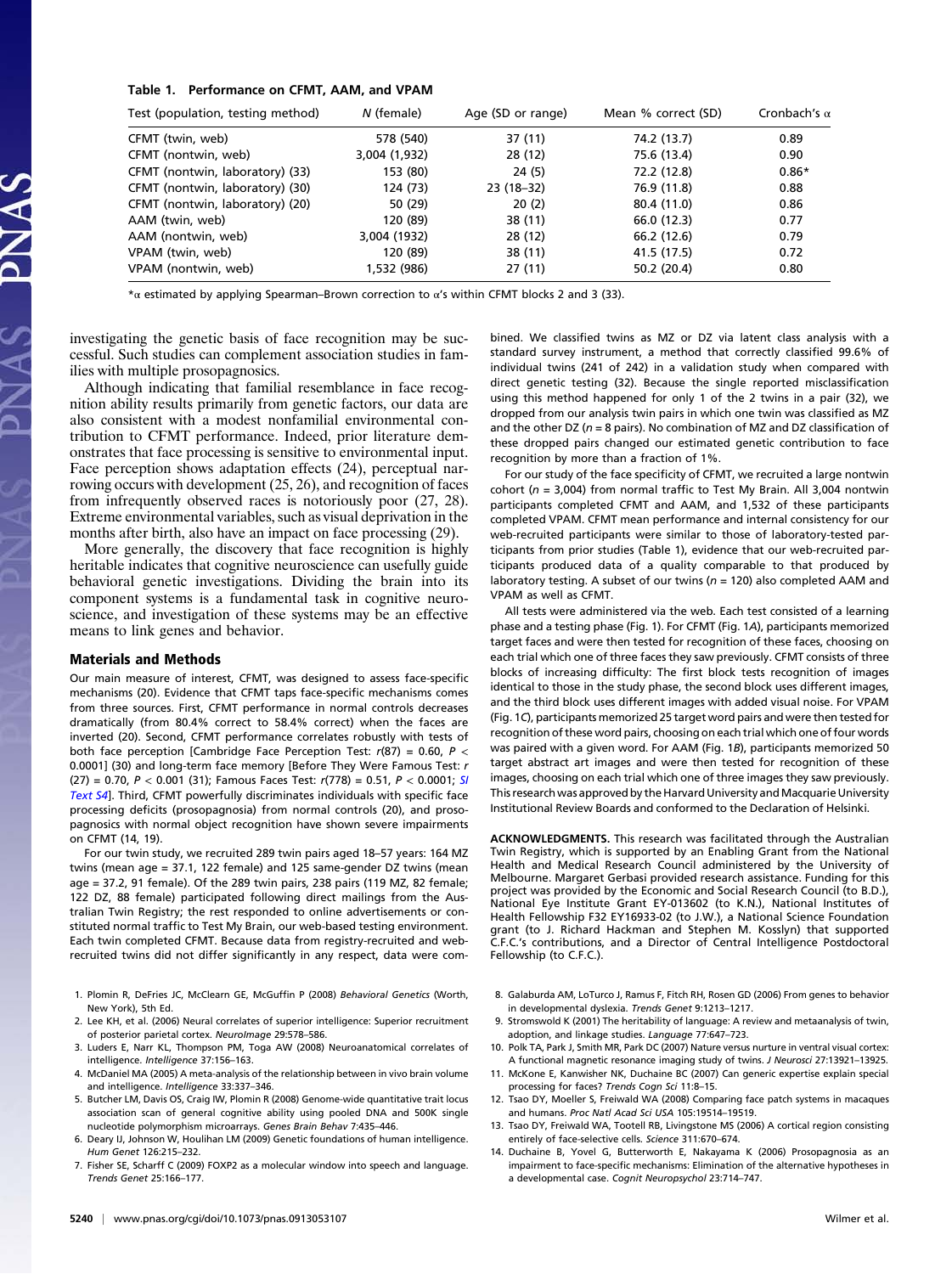**Table 1. Performance on CFMT, AAM, and VPAM**

| Test (population, testing method) | *N* (female) | Age (SD or range) | Mean % correct (SD) | Cronbach's α |
|---|---|---|---|---|
| CFMT (twin, web) | 578 (540) | 37 (11) | 74.2 (13.7) | 0.89 |
| CFMT (nontwin, web) | 3,004 (1,932) | 28 (12) | 75.6 (13.4) | 0.90 |
| CFMT (nontwin, laboratory) (33) | 153 (80) | 24 (5) | 72.2 (12.8) | 0.86* |
| CFMT (nontwin, laboratory) (30) | 124 (73) | 23 (18–32) | 76.9 (11.8) | 0.88 |
| CFMT (nontwin, laboratory) (20) | 50 (29) | 20 (2) | 80.4 (11.0) | 0.86 |
| AAM (twin, web) | 120 (89) | 38 (11) | 66.0 (12.3) | 0.77 |
| AAM (nontwin, web) | 3,004 (1932) | 28 (12) | 66.2 (12.6) | 0.79 |
| VPAM (twin, web) | 120 (89) | 38 (11) | 41.5 (17.5) | 0.72 |
| VPAM (nontwin, web) | 1,532 (986) | 27 (11) | 50.2 (20.4) | 0.80 |

*α estimated by applying Spearman–Brown correction to α's within CFMT blocks 2 and 3 (33).

investigating the genetic basis of face recognition may be successful. Such studies can complement association studies in families with multiple prosopagnosics.

Although indicating that familial resemblance in face recognition ability results primarily from genetic factors, our data are also consistent with a modest nonfamilial environmental contribution to CFMT performance. Indeed, prior literature demonstrates that face processing is sensitive to environmental input. Face perception shows adaptation effects (24), perceptual narrowing occurs with development (25, 26), and recognition of faces from infrequently observed races is notoriously poor (27, 28). Extreme environmental variables, such as visual deprivation in the months after birth, also have an impact on face processing (29).

More generally, the discovery that face recognition is highly heritable indicates that cognitive neuroscience can usefully guide behavioral genetic investigations. Dividing the brain into its component systems is a fundamental task in cognitive neuroscience, and investigation of these systems may be an effective means to link genes and behavior.

## Materials and Methods

Our main measure of interest, CFMT, was designed to assess face-specific mechanisms (20). Evidence that CFMT taps face-specific mechanisms comes from three sources. First, CFMT performance in normal controls decreases dramatically (from 80.4% correct to 58.4% correct) when the faces are inverted (20). Second, CFMT performance correlates robustly with tests of both face perception [Cambridge Face Perception Test: $r(87) = 0.60$, $P < 0.0001$] (30) and long-term face memory [Before They Were Famous Test: $r(27) = 0.70$, $P < 0.001$ (31); Famous Faces Test: $r(778) = 0.51$, $P < 0.0001$; *SI Text S4*]. Third, CFMT powerfully discriminates individuals with specific face processing deficits (prosopagnosia) from normal controls (20), and prosopagnosics with normal object recognition have shown severe impairments on CFMT (14, 19).

For our twin study, we recruited 289 twin pairs aged 18–57 years: 164 MZ twins (mean age = 37.1, 122 female) and 125 same-gender DZ twins (mean age = 37.2, 91 female). Of the 289 twin pairs, 238 pairs (119 MZ, 82 female; 122 DZ, 88 female) participated following direct mailings from the Australian Twin Registry; the rest responded to online advertisements or constituted normal traffic to Test My Brain, our web-based testing environment. Each twin completed CFMT. Because data from registry-recruited and web-recruited twins did not differ significantly in any respect, data were combined. We classified twins as MZ or DZ via latent class analysis with a standard survey instrument, a method that correctly classified 99.6% of individual twins (241 of 242) in a validation study when compared with direct genetic testing (32). Because the single reported misclassification using this method happened for only 1 of the 2 twins in a pair (32), we dropped from our analysis twin pairs in which one twin was classified as MZ and the other DZ ($n$ = 8 pairs). No combination of MZ and DZ classification of these dropped pairs changed our estimated genetic contribution to face recognition by more than a fraction of 1%.

For our study of the face specificity of CFMT, we recruited a large nontwin cohort ($n$ = 3,004) from normal traffic to Test My Brain. All 3,004 nontwin participants completed CFMT and AAM, and 1,532 of these participants completed VPAM. CFMT mean performance and internal consistency for our web-recruited participants were similar to those of laboratory-tested participants from prior studies (Table 1), evidence that our web-recruited participants produced data of a quality comparable to that produced by laboratory testing. A subset of our twins ($n$ = 120) also completed AAM and VPAM as well as CFMT.

All tests were administered via the web. Each test consisted of a learning phase and a testing phase (Fig. 1). For CFMT (Fig. 1*A*), participants memorized target faces and were then tested for recognition of these faces, choosing on each trial which one of three faces they saw previously. CFMT consists of three blocks of increasing difficulty: The first block tests recognition of images identical to those in the study phase, the second block uses different images, and the third block uses different images with added visual noise. For VPAM (Fig. 1*C*), participants memorized 25 target word pairs and were then tested for recognition of these word pairs, choosing on each trial which one of four words was paired with a given word. For AAM (Fig. 1*B*), participants memorized 50 target abstract art images and were then tested for recognition of these images, choosing on each trial which one of three images they saw previously. This research was approved by the Harvard University and Macquarie University Institutional Review Boards and conformed to the Declaration of Helsinki.

**ACKNOWLEDGMENTS.** This research was facilitated through the Australian Twin Registry, which is supported by an Enabling Grant from the National Health and Medical Research Council administered by the University of Melbourne. Margaret Gerbasi provided research assistance. Funding for this project was provided by the Economic and Social Research Council (to B.D.), National Eye Institute Grant EY-013602 (to K.N.), National Institutes of Health Fellowship F32 EY16933-02 (to J.W.), a National Science Foundation grant (to J. Richard Hackman and Stephen M. Kosslyn) that supported C.F.C.'s contributions, and a Director of Central Intelligence Postdoctoral Fellowship (to C.F.C.).

1. Plomin R, DeFries JC, McClearn GE, McGuffin P (2008) *Behavioral Genetics* (Worth, New York), 5th Ed.
2. Lee KH, et al. (2006) Neural correlates of superior intelligence: Superior recruitment of posterior parietal cortex. *NeuroImage* 29:578–586.
3. Luders E, Narr KL, Thompson PM, Toga AW (2008) Neuroanatomical correlates of intelligence. *Intelligence* 37:156–163.
4. McDaniel MA (2005) A meta-analysis of the relationship between in vivo brain volume and intelligence. *Intelligence* 33:337–346.
5. Butcher LM, Davis OS, Craig IW, Plomin R (2008) Genome-wide quantitative trait locus association scan of general cognitive ability using pooled DNA and 500K single nucleotide polymorphism microarrays. *Genes Brain Behav* 7:435–446.
6. Deary IJ, Johnson W, Houlihan LM (2009) Genetic foundations of human intelligence. *Hum Genet* 126:215–232.
7. Fisher SE, Scharff C (2009) FOXP2 as a molecular window into speech and language. *Trends Genet* 25:166–177.
8. Galaburda AM, LoTurco J, Ramus F, Fitch RH, Rosen GD (2006) From genes to behavior in developmental dyslexia. *Trends Genet* 9:1213–1217.
9. Stromswold K (2001) The heritability of language: A review and metaanalysis of twin, adoption, and linkage studies. *Language* 77:647–723.
10. Polk TA, Park J, Smith MR, Park DC (2007) Nature versus nurture in ventral visual cortex: A functional magnetic resonance imaging study of twins. *J Neurosci* 27:13921–13925.
11. McKone E, Kanwisher NK, Duchaine BC (2007) Can generic expertise explain special processing for faces? *Trends Cogn Sci* 11:8–15.
12. Tsao DY, Moeller S, Freiwald WA (2008) Comparing face patch systems in macaques and humans. *Proc Natl Acad Sci USA* 105:19514–19519.
13. Tsao DY, Freiwald WA, Tootell RB, Livingstone MS (2006) A cortical region consisting entirely of face-selective cells. *Science* 311:670–674.
14. Duchaine B, Yovel G, Butterworth E, Nakayama K (2006) Prosopagnosia as an impairment to face-specific mechanisms: Elimination of the alternative hypotheses in a developmental case. *Cognit Neuropsychol* 23:714–747.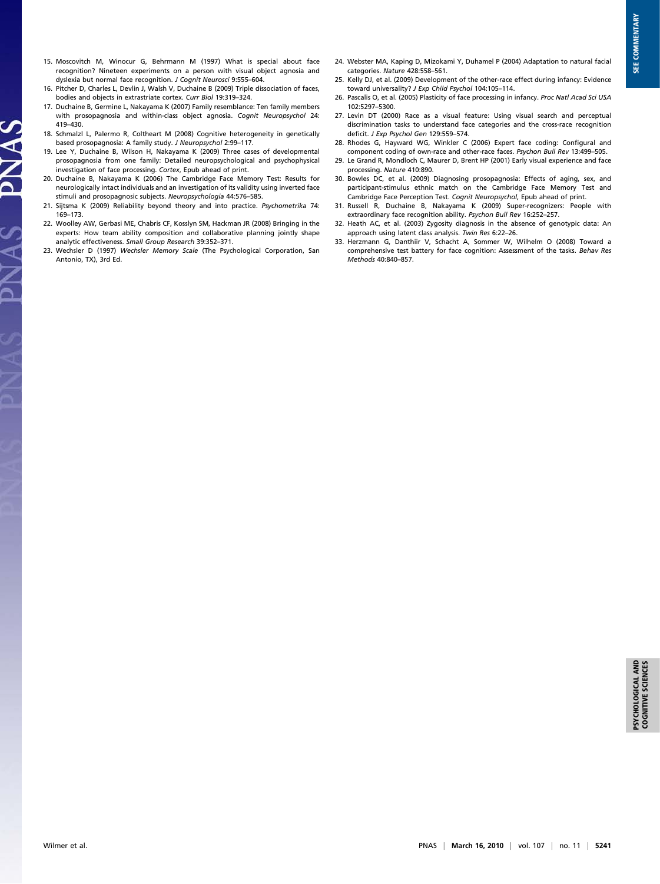15. Moscovitch M, Winocur G, Behrmann M (1997) What is special about face recognition? Nineteen experiments on a person with visual object agnosia and dyslexia but normal face recognition. *J Cognit Neurosci* 9:555–604.
16. Pitcher D, Charles L, Devlin J, Walsh V, Duchaine B (2009) Triple dissociation of faces, bodies and objects in extrastriate cortex. *Curr Biol* 19:319–324.
17. Duchaine B, Germine L, Nakayama K (2007) Family resemblance: Ten family members with prosopagnosia and within-class object agnosia. *Cognit Neuropsychol* 24: 419–430.
18. Schmalzl L, Palermo R, Coltheart M (2008) Cognitive heterogeneity in genetically based prosopagnosia: A family study. *J Neuropsychol* 2:99–117.
19. Lee Y, Duchaine B, Wilson H, Nakayama K (2009) Three cases of developmental prosopagnosia from one family: Detailed neuropsychological and psychophysical investigation of face processing. *Cortex*, Epub ahead of print.
20. Duchaine B, Nakayama K (2006) The Cambridge Face Memory Test: Results for neurologically intact individuals and an investigation of its validity using inverted face stimuli and prosopagnosic subjects. *Neuropsychologia* 44:576–585.
21. Sijtsma K (2009) Reliability beyond theory and into practice. *Psychometrika* 74: 169–173.
22. Woolley AW, Gerbasi ME, Chabris CF, Kosslyn SM, Hackman JR (2008) Bringing in the experts: How team ability composition and collaborative planning jointly shape analytic effectiveness. *Small Group Research* 39:352–371.
23. Wechsler D (1997) *Wechsler Memory Scale* (The Psychological Corporation, San Antonio, TX), 3rd Ed.
24. Webster MA, Kaping D, Mizokami Y, Duhamel P (2004) Adaptation to natural facial categories. *Nature* 428:558–561.
25. Kelly DJ, et al. (2009) Development of the other-race effect during infancy: Evidence toward universality? *J Exp Child Psychol* 104:105–114.
26. Pascalis O, et al. (2005) Plasticity of face processing in infancy. *Proc Natl Acad Sci USA* 102:5297–5300.
27. Levin DT (2000) Race as a visual feature: Using visual search and perceptual discrimination tasks to understand face categories and the cross-race recognition deficit. *J Exp Psychol Gen* 129:559–574.
28. Rhodes G, Hayward WG, Winkler C (2006) Expert face coding: Configural and component coding of own-race and other-race faces. *Psychon Bull Rev* 13:499–505.
29. Le Grand R, Mondloch C, Maurer D, Brent HP (2001) Early visual experience and face processing. *Nature* 410:890.
30. Bowles DC, et al. (2009) Diagnosing prosopagnosia: Effects of aging, sex, and participant-stimulus ethnic match on the Cambridge Face Memory Test and Cambridge Face Perception Test. *Cognit Neuropsychol*, Epub ahead of print.
31. Russell R, Duchaine B, Nakayama K (2009) Super-recognizers: People with extraordinary face recognition ability. *Psychon Bull Rev* 16:252–257.
32. Heath AC, et al. (2003) Zygosity diagnosis in the absence of genotypic data: An approach using latent class analysis. *Twin Res* 6:22–26.
33. Herzmann G, Danthiir V, Schacht A, Sommer W, Wilhelm O (2008) Toward a comprehensive test battery for face cognition: Assessment of the tasks. *Behav Res Methods* 40:840–857.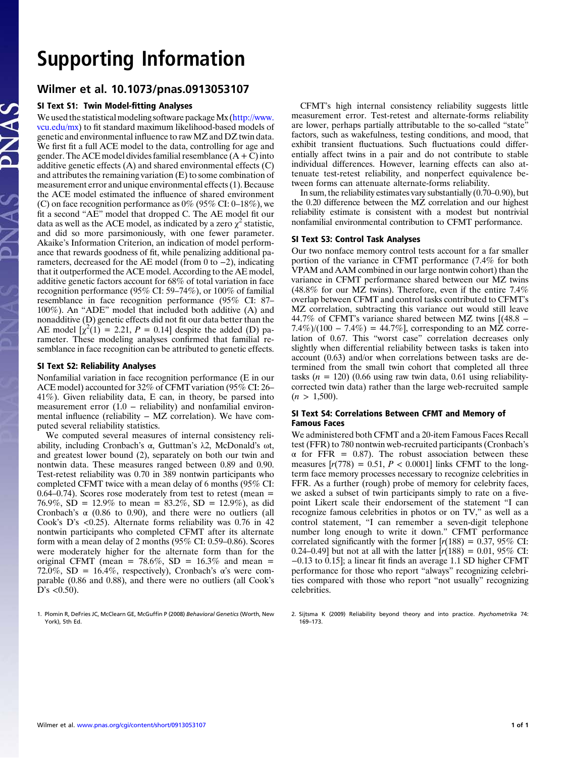# Supporting Information

## Wilmer et al. 10.1073/pnas.0913053107

### SI Text S1: Twin Model-fitting Analyses

We used the statistical modeling software package Mx (http://www.vcu.edu/mx) to fit standard maximum likelihood-based models of genetic and environmental influence to raw MZ and DZ twin data. We first fit a full ACE model to the data, controlling for age and gender. The ACE model divides familial resemblance (A + C) into additive genetic effects (A) and shared environmental effects (C) and attributes the remaining variation (E) to some combination of measurement error and unique environmental effects (1). Because the ACE model estimated the influence of shared environment (C) on face recognition performance as 0% (95% CI: 0–18%), we fit a second "AE" model that dropped C. The AE model fit our data as well as the ACE model, as indicated by a zero $\chi^2$ statistic, and did so more parsimoniously, with one fewer parameter. Akaike's Information Criterion, an indication of model performance that rewards goodness of fit, while penalizing additional parameters, decreased for the AE model (from 0 to −2), indicating that it outperformed the ACE model. According to the AE model, additive genetic factors account for 68% of total variation in face recognition performance (95% CI: 59–74%), or 100% of familial resemblance in face recognition performance (95% CI: 87–100%). An "ADE" model that included both additive (A) and nonadditive (D) genetic effects did not fit our data better than the AE model [$\chi^2(1) = 2.21$, $P = 0.14$] despite the added (D) parameter. These modeling analyses confirmed that familial resemblance in face recognition can be attributed to genetic effects.

### SI Text S2: Reliability Analyses

Nonfamilial variation in face recognition performance (E in our ACE model) accounted for 32% of CFMT variation (95% CI: 26–41%). Given reliability data, E can, in theory, be parsed into measurement error (1.0 − reliability) and nonfamilial environmental influence (reliability − MZ correlation). We have computed several reliability statistics.

We computed several measures of internal consistency reliability, including Cronbach's α, Guttman's λ2, McDonald's ωt, and greatest lower bound (2), separately on both our twin and nontwin data. These measures ranged between 0.89 and 0.90. Test-retest reliability was 0.70 in 389 nontwin participants who completed CFMT twice with a mean delay of 6 months (95% CI: 0.64–0.74). Scores rose moderately from test to retest (mean = 76.9%, SD = 12.9% to mean = 83.2%, SD = 12.9%), as did Cronbach's α (0.86 to 0.90), and there were no outliers (all Cook's D's <0.25). Alternate forms reliability was 0.76 in 42 nontwin participants who completed CFMT after its alternate form with a mean delay of 2 months (95% CI: 0.59–0.86). Scores were moderately higher for the alternate form than for the original CFMT (mean = 78.6%, SD = 16.3% and mean = 72.0%, SD = 16.4%, respectively), Cronbach's α's were comparable (0.86 and 0.88), and there were no outliers (all Cook's D's <0.50).

CFMT's high internal consistency reliability suggests little measurement error. Test-retest and alternate-forms reliability are lower, perhaps partially attributable to the so-called "state" factors, such as wakefulness, testing conditions, and mood, that exhibit transient fluctuations. Such fluctuations could differentially affect twins in a pair and do not contribute to stable individual differences. However, learning effects can also attenuate test-retest reliability, and nonperfect equivalence between forms can attenuate alternate-forms reliability.

In sum, the reliability estimates vary substantially (0.70–0.90), but the 0.20 difference between the MZ correlation and our highest reliability estimate is consistent with a modest but nontrivial nonfamilial environmental contribution to CFMT performance.

### SI Text S3: Control Task Analyses

Our two nonface memory control tests account for a far smaller portion of the variance in CFMT performance (7.4% for both VPAM and AAM combined in our large nontwin cohort) than the variance in CFMT performance shared between our MZ twins (48.8% for our MZ twins). Therefore, even if the entire 7.4% overlap between CFMT and control tasks contributed to CFMT's MZ correlation, subtracting this variance out would still leave 44.7% of CFMT's variance shared between MZ twins [(48.8 − 7.4%)/(100 − 7.4%) = 44.7%], corresponding to an MZ correlation of 0.67. This "worst case" correlation decreases only slightly when differential reliability between tasks is taken into account (0.63) and/or when correlations between tasks are determined from the small twin cohort that completed all three tasks ($n = 120$) (0.66 using raw twin data, 0.61 using reliability-corrected twin data) rather than the large web-recruited sample ($n > 1{,}500$).

### SI Text S4: Correlations Between CFMT and Memory of Famous Faces

We administered both CFMT and a 20-item Famous Faces Recall test (FFR) to 780 nontwin web-recruited participants (Cronbach's α for FFR = 0.87). The robust association between these measures [$r(778) = 0.51$, $P < 0.0001$] links CFMT to the long-term face memory processes necessary to recognize celebrities in FFR. As a further (rough) probe of memory for celebrity faces, we asked a subset of twin participants simply to rate on a five-point Likert scale their endorsement of the statement "I can recognize famous celebrities in photos or on TV," as well as a control statement, "I can remember a seven-digit telephone number long enough to write it down." CFMT performance correlated significantly with the former [$r(188) = 0.37$, 95% CI: 0.24–0.49] but not at all with the latter [$r(188) = 0.01$, 95% CI: −0.13 to 0.15]; a linear fit finds an average 1.1 SD higher CFMT performance for those who report "always" recognizing celebrities compared with those who report "not usually" recognizing celebrities.

1. Plomin R, DeFries JC, McClearn GE, McGuffin P (2008) *Behavioral Genetics* (Worth, New York), 5th Ed.

2. Sijtsma K (2009) Reliability beyond theory and into practice. *Psychometrika* 74: 169–173.